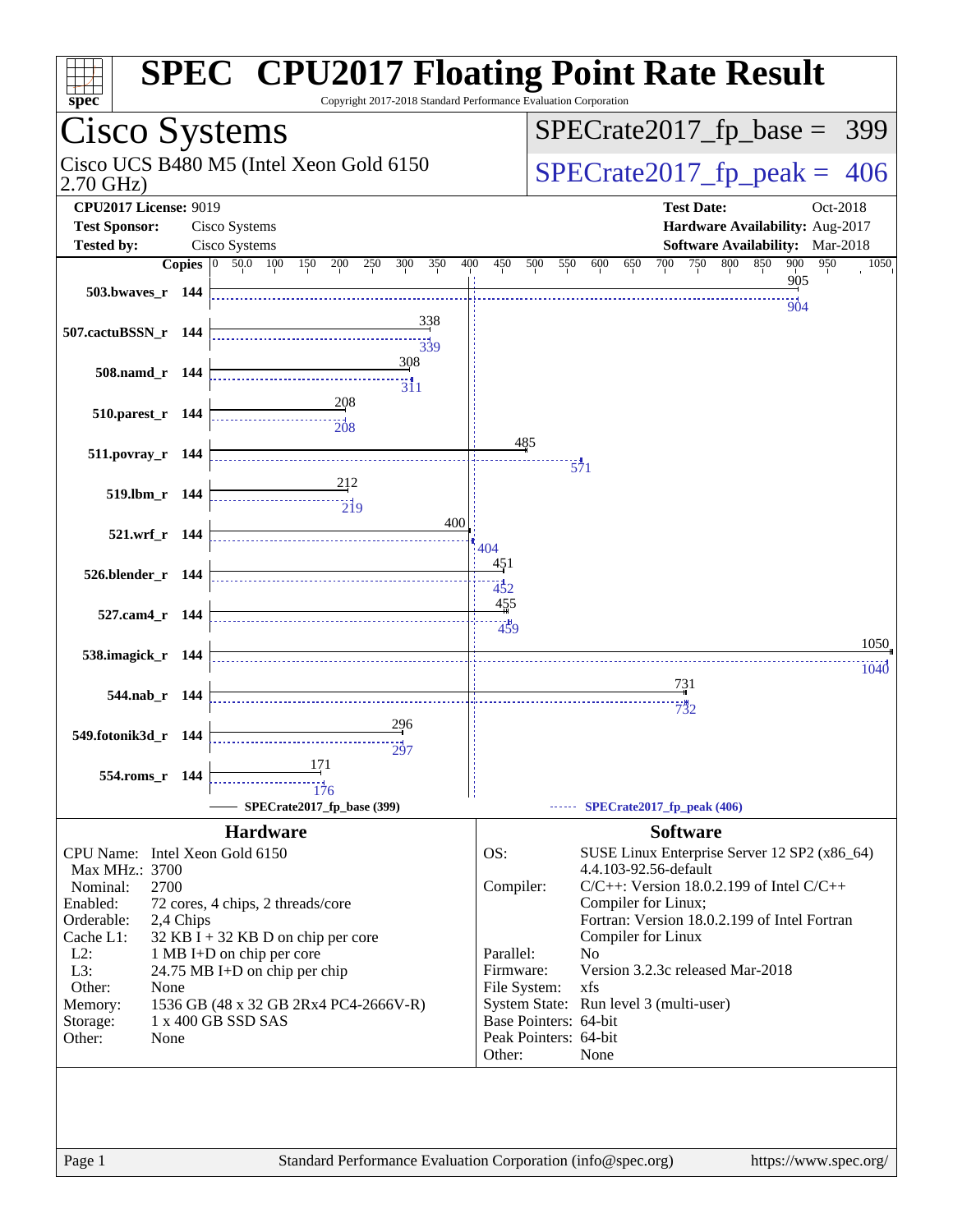# SPEC CPU2017 Floating Point Rate Result

Copyright 2017-2018 Standard Performance Evaluation Corporation

## Cisco Systems

Cisco UCS B480 M5 (Intel Xeon Gold 6150 2.70 GHz)

SPECrate2017_fp_base = 399

SPECrate2017_fp_peak = 406

**CPU2017 License:** 9019
**Test Sponsor:** Cisco Systems
**Tested by:** Cisco Systems

**Test Date:** Oct-2018
**Hardware Availability:** Aug-2017
**Software Availability:** Mar-2018

Copies 0 50.0 100 150 200 250 300 350 400 450 500 550 600 650 700 750 800 850 900 950 1050

503.bwaves_r 144
905
904

507.cactuBSSN_r 144
338
339

508.namd_r 144
308
311

510.parest_r 144
208
208

511.povray_r 144
485
571

519.lbm_r 144
212
219

521.wrf_r 144
400
404

526.blender_r 144
451
452

527.cam4_r 144
455
459

538.imagick_r 144
1050
1040

544.nab_r 144
731
732

549.fotonik3d_r 144
296
297

554.roms_r 144
171
176

SPECrate2017_fp_base (399)
SPECrate2017_fp_peak (406)

### Hardware

| | |
|---|---|
| CPU Name: | Intel Xeon Gold 6150 |
| Max MHz.: | 3700 |
| Nominal: | 2700 |
| Enabled: | 72 cores, 4 chips, 2 threads/core |
| Orderable: | 2,4 Chips |
| Cache L1: | 32 KB I + 32 KB D on chip per core |
| L2: | 1 MB I+D on chip per core |
| L3: | 24.75 MB I+D on chip per chip |
| Other: | None |
| Memory: | 1536 GB (48 x 32 GB 2Rx4 PC4-2666V-R) |
| Storage: | 1 x 400 GB SSD SAS |
| Other: | None |

### Software

| | |
|---|---|
| OS: | SUSE Linux Enterprise Server 12 SP2 (x86_64) 4.4.103-92.56-default |
| Compiler: | C/C++: Version 18.0.2.199 of Intel C/C++ Compiler for Linux; Fortran: Version 18.0.2.199 of Intel Fortran Compiler for Linux |
| Parallel: | No |
| Firmware: | Version 3.2.3c released Mar-2018 |
| File System: | xfs |
| System State: | Run level 3 (multi-user) |
| Base Pointers: | 64-bit |
| Peak Pointers: | 64-bit |
| Other: | None |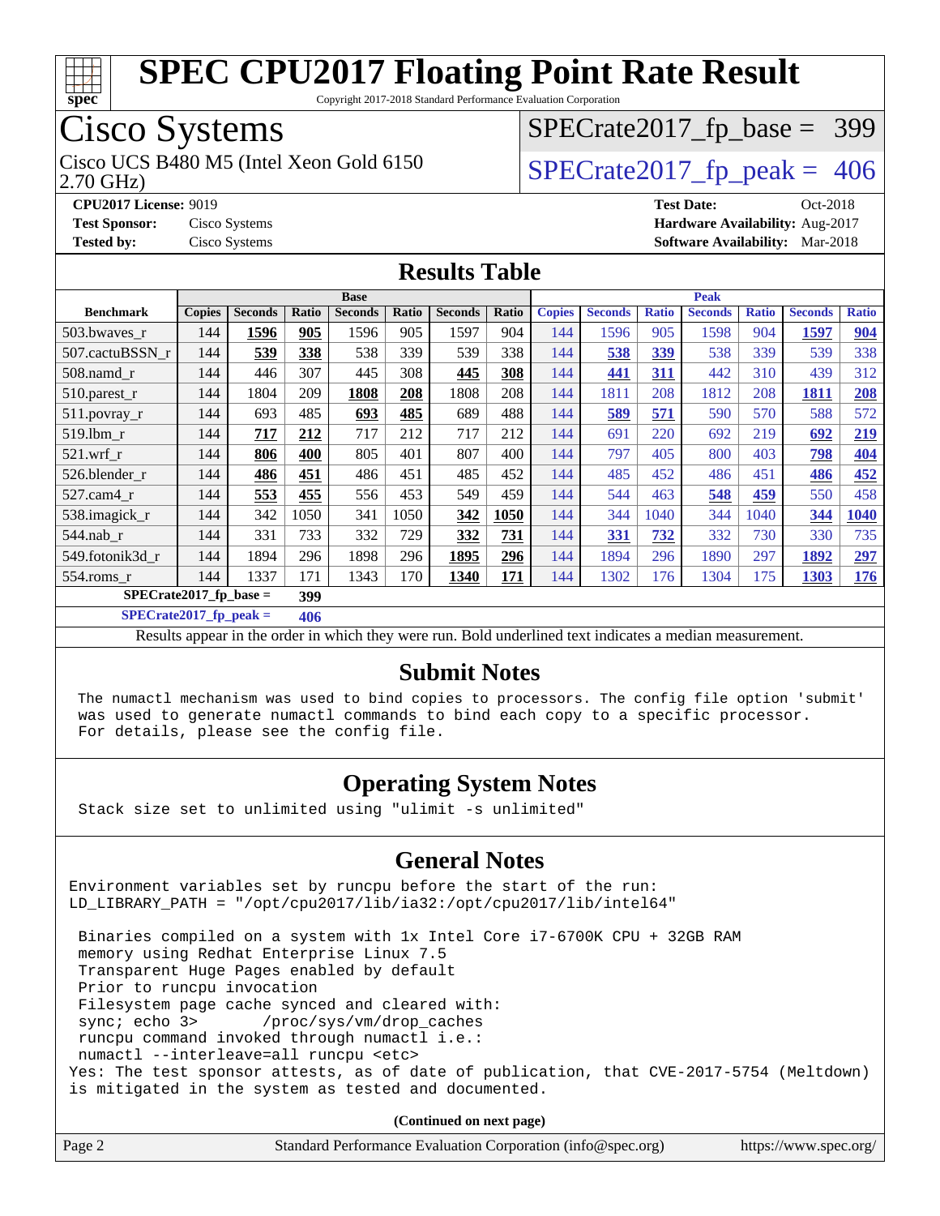# SPEC CPU2017 Floating Point Rate Result

Copyright 2017-2018 Standard Performance Evaluation Corporation

## Cisco Systems

Cisco UCS B480 M5 (Intel Xeon Gold 6150 2.70 GHz)

SPECrate2017_fp_base = 399

SPECrate2017_fp_peak = 406

**CPU2017 License:** 9019
**Test Sponsor:** Cisco Systems
**Tested by:** Cisco Systems

**Test Date:** Oct-2018
**Hardware Availability:** Aug-2017
**Software Availability:** Mar-2018

## Results Table

| | Base | | | | | | | Peak | | | | | | |
|---|---|---|---|---|---|---|---|---|---|---|---|---|---|---|
| **Benchmark** | **Copies** | **Seconds** | **Ratio** | **Seconds** | **Ratio** | **Seconds** | **Ratio** | **Copies** | **Seconds** | **Ratio** | **Seconds** | **Ratio** | **Seconds** | **Ratio** |
| 503.bwaves_r | 144 | **1596** | **905** | 1596 | 905 | 1597 | 904 | 144 | 1596 | 905 | 1598 | 904 | **1597** | **904** |
| 507.cactuBSSN_r | 144 | **539** | **338** | 538 | 339 | 539 | 338 | 144 | **538** | **339** | 538 | 339 | 539 | 338 |
| 508.namd_r | 144 | 446 | 307 | 445 | 308 | **445** | **308** | 144 | **441** | **311** | 442 | 310 | 439 | 312 |
| 510.parest_r | 144 | 1804 | 209 | **1808** | **208** | 1808 | 208 | 144 | 1811 | 208 | 1812 | 208 | **1811** | **208** |
| 511.povray_r | 144 | 693 | 485 | **693** | **485** | 689 | 488 | 144 | **589** | **571** | 590 | 570 | 588 | 572 |
| 519.lbm_r | 144 | **717** | **212** | 717 | 212 | 717 | 212 | 144 | 691 | 220 | 692 | 219 | **692** | **219** |
| 521.wrf_r | 144 | **806** | **400** | 805 | 401 | 807 | 400 | 144 | 797 | 405 | 800 | 403 | **798** | **404** |
| 526.blender_r | 144 | **486** | **451** | 486 | 451 | 485 | 452 | 144 | 485 | 452 | 486 | 451 | **486** | **452** |
| 527.cam4_r | 144 | **553** | **455** | 556 | 453 | 549 | 459 | 144 | 544 | 463 | **548** | **459** | 550 | 458 |
| 538.imagick_r | 144 | 342 | 1050 | 341 | 1050 | **342** | **1050** | 144 | 344 | 1040 | 344 | 1040 | **344** | **1040** |
| 544.nab_r | 144 | 331 | 733 | 332 | 729 | **332** | **731** | 144 | **331** | **732** | 332 | 730 | 330 | 735 |
| 549.fotonik3d_r | 144 | 1894 | 296 | 1898 | 296 | **1895** | **296** | 144 | 1894 | 296 | 1890 | 297 | **1892** | **297** |
| 554.roms_r | 144 | 1337 | 171 | 1343 | 170 | **1340** | **171** | 144 | 1302 | 176 | 1304 | 175 | **1303** | **176** |

**SPECrate2017_fp_base = 399**

**SPECrate2017_fp_peak = 406**

Results appear in the order in which they were run. Bold underlined text indicates a median measurement.

## Submit Notes

```
The numactl mechanism was used to bind copies to processors. The config file option 'submit'
was used to generate numactl commands to bind each copy to a specific processor.
For details, please see the config file.
```

## Operating System Notes

```
Stack size set to unlimited using "ulimit -s unlimited"
```

## General Notes

```
Environment variables set by runcpu before the start of the run:
LD_LIBRARY_PATH = "/opt/cpu2017/lib/ia32:/opt/cpu2017/lib/intel64"

 Binaries compiled on a system with 1x Intel Core i7-6700K CPU + 32GB RAM
 memory using Redhat Enterprise Linux 7.5
 Transparent Huge Pages enabled by default
 Prior to runcpu invocation
 Filesystem page cache synced and cleared with:
 sync; echo 3>       /proc/sys/vm/drop_caches
 runcpu command invoked through numactl i.e.:
 numactl --interleave=all runcpu <etc>
Yes: The test sponsor attests, as of date of publication, that CVE-2017-5754 (Meltdown)
is mitigated in the system as tested and documented.
```

**(Continued on next page)**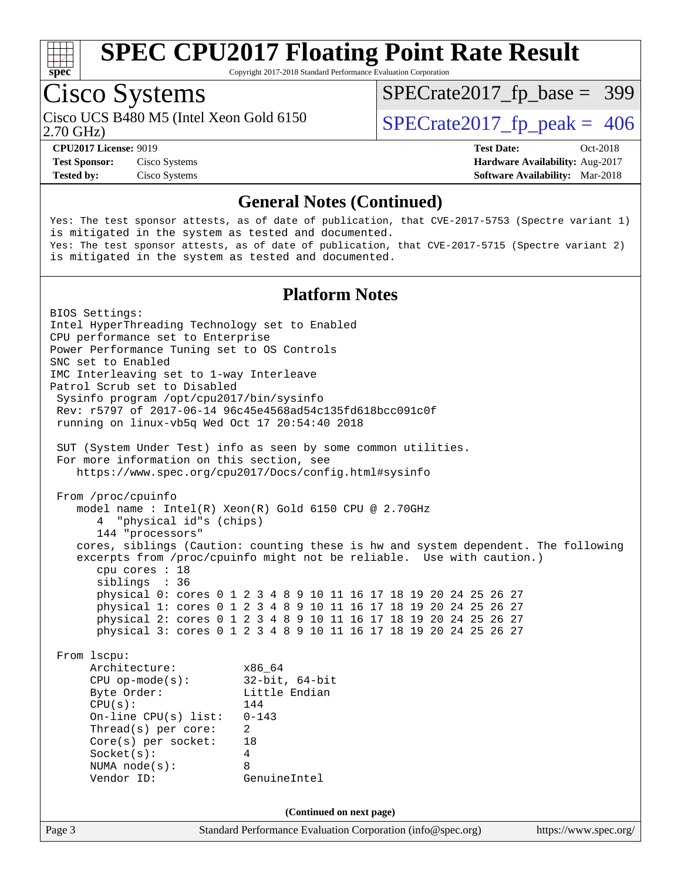# SPEC CPU2017 Floating Point Rate Result

Copyright 2017-2018 Standard Performance Evaluation Corporation

## Cisco Systems

Cisco UCS B480 M5 (Intel Xeon Gold 6150 2.70 GHz)

SPECrate2017_fp_base = 399

SPECrate2017_fp_peak = 406

**CPU2017 License:** 9019
**Test Sponsor:** Cisco Systems
**Tested by:** Cisco Systems

**Test Date:** Oct-2018
**Hardware Availability:** Aug-2017
**Software Availability:** Mar-2018

## General Notes (Continued)

```
Yes: The test sponsor attests, as of date of publication, that CVE-2017-5753 (Spectre variant 1)
is mitigated in the system as tested and documented.
Yes: The test sponsor attests, as of date of publication, that CVE-2017-5715 (Spectre variant 2)
is mitigated in the system as tested and documented.
```

## Platform Notes

```
BIOS Settings:
Intel HyperThreading Technology set to Enabled
CPU performance set to Enterprise
Power Performance Tuning set to OS Controls
SNC set to Enabled
IMC Interleaving set to 1-way Interleave
Patrol Scrub set to Disabled
 Sysinfo program /opt/cpu2017/bin/sysinfo
 Rev: r5797 of 2017-06-14 96c45e4568ad54c135fd618bcc091c0f
 running on linux-vb5q Wed Oct 17 20:54:40 2018

 SUT (System Under Test) info as seen by some common utilities.
 For more information on this section, see
    https://www.spec.org/cpu2017/Docs/config.html#sysinfo

 From /proc/cpuinfo
    model name : Intel(R) Xeon(R) Gold 6150 CPU @ 2.70GHz
       4  "physical id"s (chips)
       144 "processors"
    cores, siblings (Caution: counting these is hw and system dependent. The following
    excerpts from /proc/cpuinfo might not be reliable.  Use with caution.)
       cpu cores : 18
       siblings  : 36
       physical 0: cores 0 1 2 3 4 8 9 10 11 16 17 18 19 20 24 25 26 27
       physical 1: cores 0 1 2 3 4 8 9 10 11 16 17 18 19 20 24 25 26 27
       physical 2: cores 0 1 2 3 4 8 9 10 11 16 17 18 19 20 24 25 26 27
       physical 3: cores 0 1 2 3 4 8 9 10 11 16 17 18 19 20 24 25 26 27

 From lscpu:
      Architecture:          x86_64
      CPU op-mode(s):        32-bit, 64-bit
      Byte Order:            Little Endian
      CPU(s):                144
      On-line CPU(s) list:   0-143
      Thread(s) per core:    2
      Core(s) per socket:    18
      Socket(s):             4
      NUMA node(s):          8
      Vendor ID:             GenuineIntel
```

**(Continued on next page)**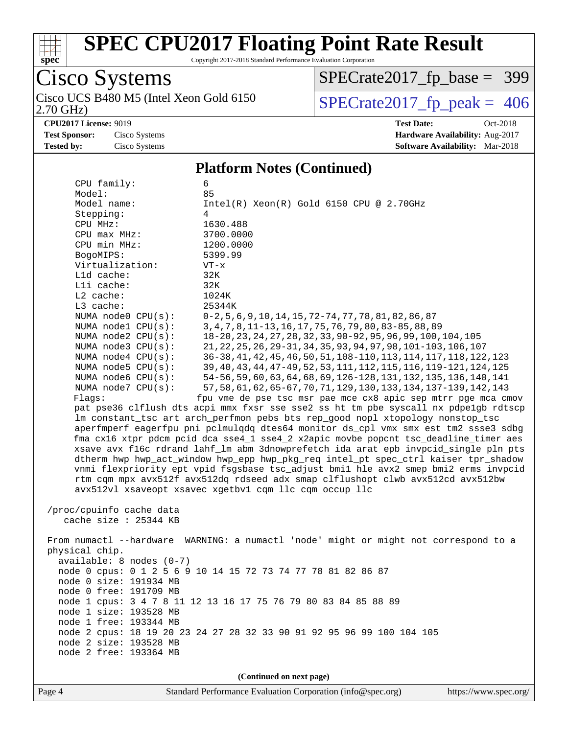# SPEC CPU2017 Floating Point Rate Result

Copyright 2017-2018 Standard Performance Evaluation Corporation

**Cisco Systems**

Cisco UCS B480 M5 (Intel Xeon Gold 6150 2.70 GHz)

SPECrate2017_fp_base = 399

SPECrate2017_fp_peak = 406

**CPU2017 License:** 9019
**Test Sponsor:** Cisco Systems
**Tested by:** Cisco Systems

**Test Date:** Oct-2018
**Hardware Availability:** Aug-2017
**Software Availability:** Mar-2018

## Platform Notes (Continued)

```
     CPU family:          6
     Model:               85
     Model name:          Intel(R) Xeon(R) Gold 6150 CPU @ 2.70GHz
     Stepping:            4
     CPU MHz:             1630.488
     CPU max MHz:         3700.0000
     CPU min MHz:         1200.0000
     BogoMIPS:            5399.99
     Virtualization:      VT-x
     L1d cache:           32K
     L1i cache:           32K
     L2 cache:            1024K
     L3 cache:            25344K
     NUMA node0 CPU(s):   0-2,5,6,9,10,14,15,72-74,77,78,81,82,86,87
     NUMA node1 CPU(s):   3,4,7,8,11-13,16,17,75,76,79,80,83-85,88,89
     NUMA node2 CPU(s):   18-20,23,24,27,28,32,33,90-92,95,96,99,100,104,105
     NUMA node3 CPU(s):   21,22,25,26,29-31,34,35,93,94,97,98,101-103,106,107
     NUMA node4 CPU(s):   36-38,41,42,45,46,50,51,108-110,113,114,117,118,122,123
     NUMA node5 CPU(s):   39,40,43,44,47-49,52,53,111,112,115,116,119-121,124,125
     NUMA node6 CPU(s):   54-56,59,60,63,64,68,69,126-128,131,132,135,136,140,141
     NUMA node7 CPU(s):   57,58,61,62,65-67,70,71,129,130,133,134,137-139,142,143
     Flags:               fpu vme de pse tsc msr pae mce cx8 apic sep mtrr pge mca cmov
     pat pse36 clflush dts acpi mmx fxsr sse sse2 ss ht tm pbe syscall nx pdpe1gb rdtscp
     lm constant_tsc art arch_perfmon pebs bts rep_good nopl xtopology nonstop_tsc
     aperfmperf eagerfpu pni pclmulqdq dtes64 monitor ds_cpl vmx smx est tm2 ssse3 sdbg
     fma cx16 xtpr pdcm pcid dca sse4_1 sse4_2 x2apic movbe popcnt tsc_deadline_timer aes
     xsave avx f16c rdrand lahf_lm abm 3dnowprefetch ida arat epb invpcid_single pln pts
     dtherm hwp hwp_act_window hwp_epp hwp_pkg_req intel_pt spec_ctrl kaiser tpr_shadow
     vnmi flexpriority ept vpid fsgsbase tsc_adjust bmi1 hle avx2 smep bmi2 erms invpcid
     rtm cqm mpx avx512f avx512dq rdseed adx smap clflushopt clwb avx512cd avx512bw
     avx512vl xsaveopt xsavec xgetbv1 cqm_llc cqm_occup_llc

 /proc/cpuinfo cache data
    cache size : 25344 KB

 From numactl --hardware  WARNING: a numactl 'node' might or might not correspond to a
 physical chip.
   available: 8 nodes (0-7)
   node 0 cpus: 0 1 2 5 6 9 10 14 15 72 73 74 77 78 81 82 86 87
   node 0 size: 191934 MB
   node 0 free: 191709 MB
   node 1 cpus: 3 4 7 8 11 12 13 16 17 75 76 79 80 83 84 85 88 89
   node 1 size: 193528 MB
   node 1 free: 193344 MB
   node 2 cpus: 18 19 20 23 24 27 28 32 33 90 91 92 95 96 99 100 104 105
   node 2 size: 193528 MB
   node 2 free: 193364 MB
```

(Continued on next page)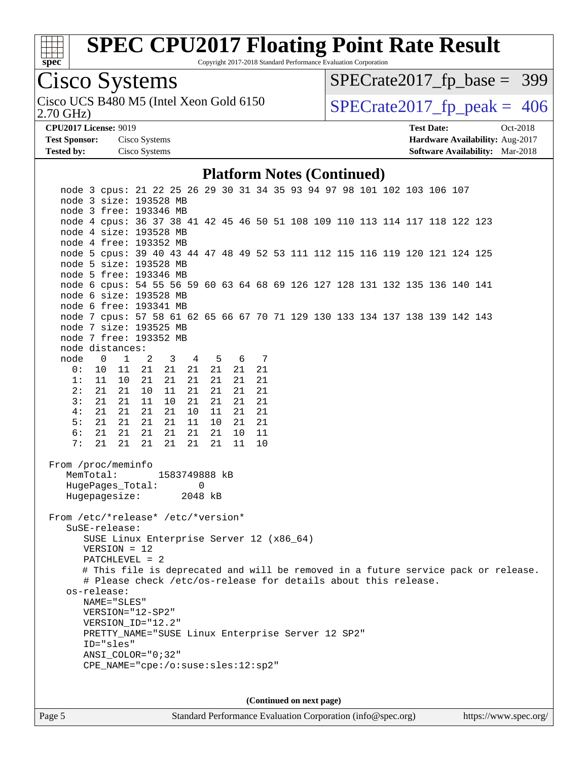# SPEC CPU2017 Floating Point Rate Result

Copyright 2017-2018 Standard Performance Evaluation Corporation

## Cisco Systems

Cisco UCS B480 M5 (Intel Xeon Gold 6150 2.70 GHz)

SPECrate2017_fp_base = 399

SPECrate2017_fp_peak = 406

**CPU2017 License:** 9019
**Test Sponsor:** Cisco Systems
**Tested by:** Cisco Systems

**Test Date:** Oct-2018
**Hardware Availability:** Aug-2017
**Software Availability:** Mar-2018

### Platform Notes (Continued)

```
  node 3 cpus: 21 22 25 26 29 30 31 34 35 93 94 97 98 101 102 103 106 107
  node 3 size: 193528 MB
  node 3 free: 193346 MB
  node 4 cpus: 36 37 38 41 42 45 46 50 51 108 109 110 113 114 117 118 122 123
  node 4 size: 193528 MB
  node 4 free: 193352 MB
  node 5 cpus: 39 40 43 44 47 48 49 52 53 111 112 115 116 119 120 121 124 125
  node 5 size: 193528 MB
  node 5 free: 193346 MB
  node 6 cpus: 54 55 56 59 60 63 64 68 69 126 127 128 131 132 135 136 140 141
  node 6 size: 193528 MB
  node 6 free: 193341 MB
  node 7 cpus: 57 58 61 62 65 66 67 70 71 129 130 133 134 137 138 139 142 143
  node 7 size: 193525 MB
  node 7 free: 193352 MB
  node distances:
  node   0   1   2   3   4   5   6   7
    0:  10  11  21  21  21  21  21  21
    1:  11  10  21  21  21  21  21  21
    2:  21  21  10  11  21  21  21  21
    3:  21  21  11  10  21  21  21  21
    4:  21  21  21  21  10  11  21  21
    5:  21  21  21  21  11  10  21  21
    6:  21  21  21  21  21  21  10  11
    7:  21  21  21  21  21  21  11  10

 From /proc/meminfo
    MemTotal:       1583749888 kB
    HugePages_Total:       0
    Hugepagesize:       2048 kB

 From /etc/*release* /etc/*version*
    SuSE-release:
       SUSE Linux Enterprise Server 12 (x86_64)
       VERSION = 12
       PATCHLEVEL = 2
       # This file is deprecated and will be removed in a future service pack or release.
       # Please check /etc/os-release for details about this release.
    os-release:
       NAME="SLES"
       VERSION="12-SP2"
       VERSION_ID="12.2"
       PRETTY_NAME="SUSE Linux Enterprise Server 12 SP2"
       ID="sles"
       ANSI_COLOR="0;32"
       CPE_NAME="cpe:/o:suse:sles:12:sp2"
```

(Continued on next page)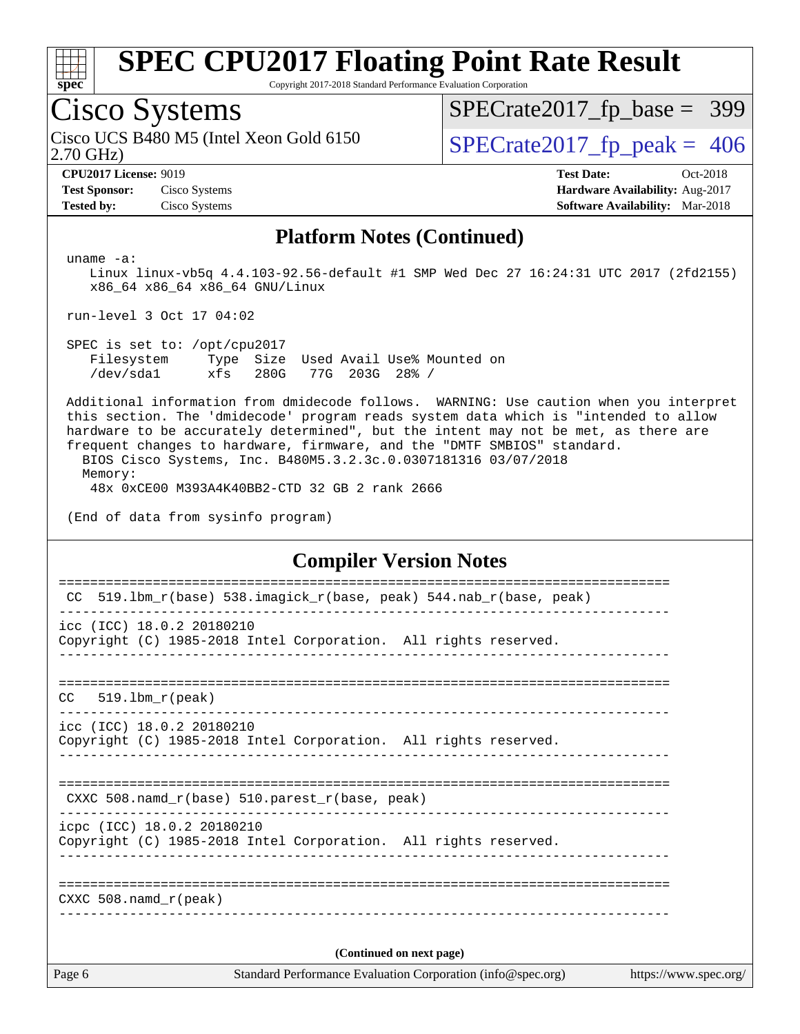## Platform Notes (Continued)

```
uname -a:
   Linux linux-vb5q 4.4.103-92.56-default #1 SMP Wed Dec 27 16:24:31 UTC 2017 (2fd2155)
   x86_64 x86_64 x86_64 GNU/Linux

run-level 3 Oct 17 04:02

SPEC is set to: /opt/cpu2017
   Filesystem     Type  Size  Used Avail Use% Mounted on
   /dev/sda1      xfs   280G   77G  203G  28% /

Additional information from dmidecode follows.  WARNING: Use caution when you interpret
this section. The 'dmidecode' program reads system data which is "intended to allow
hardware to be accurately determined", but the intent may not be met, as there are
frequent changes to hardware, firmware, and the "DMTF SMBIOS" standard.
  BIOS Cisco Systems, Inc. B480M5.3.2.3c.0.0307181316 03/07/2018
  Memory:
    48x 0xCE00 M393A4K40BB2-CTD 32 GB 2 rank 2666

(End of data from sysinfo program)
```

## Compiler Version Notes

```
==============================================================================
 CC  519.lbm_r(base) 538.imagick_r(base, peak) 544.nab_r(base, peak)
------------------------------------------------------------------------------
icc (ICC) 18.0.2 20180210
Copyright (C) 1985-2018 Intel Corporation.  All rights reserved.
------------------------------------------------------------------------------

==============================================================================
CC   519.lbm_r(peak)
------------------------------------------------------------------------------
icc (ICC) 18.0.2 20180210
Copyright (C) 1985-2018 Intel Corporation.  All rights reserved.
------------------------------------------------------------------------------

==============================================================================
 CXXC 508.namd_r(base) 510.parest_r(base, peak)
------------------------------------------------------------------------------
icpc (ICC) 18.0.2 20180210
Copyright (C) 1985-2018 Intel Corporation.  All rights reserved.
------------------------------------------------------------------------------

==============================================================================
CXXC 508.namd_r(peak)
------------------------------------------------------------------------------
```

(Continued on next page)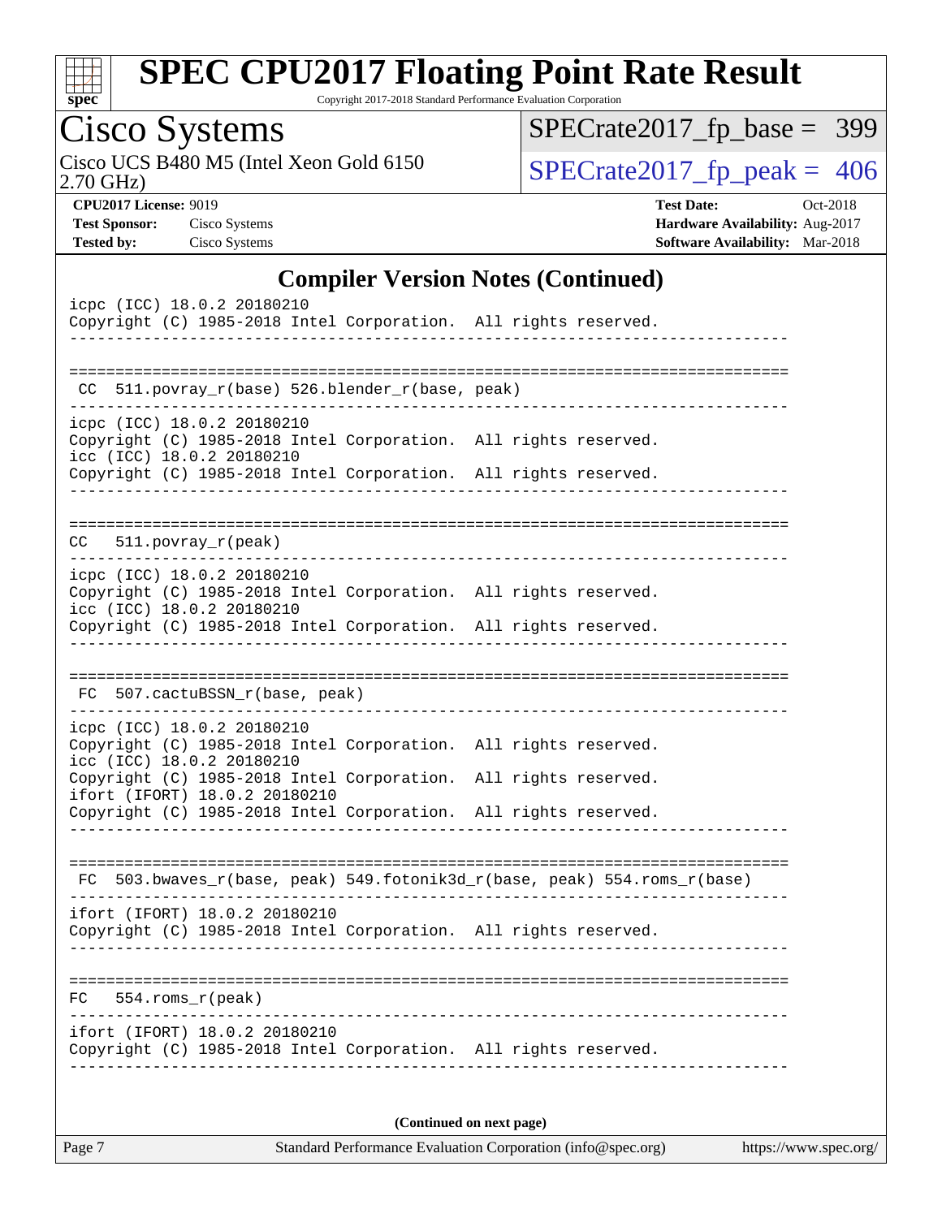## Compiler Version Notes (Continued)

```
icpc (ICC) 18.0.2 20180210
Copyright (C) 1985-2018 Intel Corporation.  All rights reserved.
------------------------------------------------------------------------------

==============================================================================
 CC  511.povray_r(base) 526.blender_r(base, peak)
------------------------------------------------------------------------------
icpc (ICC) 18.0.2 20180210
Copyright (C) 1985-2018 Intel Corporation.  All rights reserved.
icc (ICC) 18.0.2 20180210
Copyright (C) 1985-2018 Intel Corporation.  All rights reserved.
------------------------------------------------------------------------------

==============================================================================
CC   511.povray_r(peak)
------------------------------------------------------------------------------
icpc (ICC) 18.0.2 20180210
Copyright (C) 1985-2018 Intel Corporation.  All rights reserved.
icc (ICC) 18.0.2 20180210
Copyright (C) 1985-2018 Intel Corporation.  All rights reserved.
------------------------------------------------------------------------------

==============================================================================
 FC  507.cactuBSSN_r(base, peak)
------------------------------------------------------------------------------
icpc (ICC) 18.0.2 20180210
Copyright (C) 1985-2018 Intel Corporation.  All rights reserved.
icc (ICC) 18.0.2 20180210
Copyright (C) 1985-2018 Intel Corporation.  All rights reserved.
ifort (IFORT) 18.0.2 20180210
Copyright (C) 1985-2018 Intel Corporation.  All rights reserved.
------------------------------------------------------------------------------

==============================================================================
 FC  503.bwaves_r(base, peak) 549.fotonik3d_r(base, peak) 554.roms_r(base)
------------------------------------------------------------------------------
ifort (IFORT) 18.0.2 20180210
Copyright (C) 1985-2018 Intel Corporation.  All rights reserved.
------------------------------------------------------------------------------

==============================================================================
FC   554.roms_r(peak)
------------------------------------------------------------------------------
ifort (IFORT) 18.0.2 20180210
Copyright (C) 1985-2018 Intel Corporation.  All rights reserved.
------------------------------------------------------------------------------
```

**(Continued on next page)**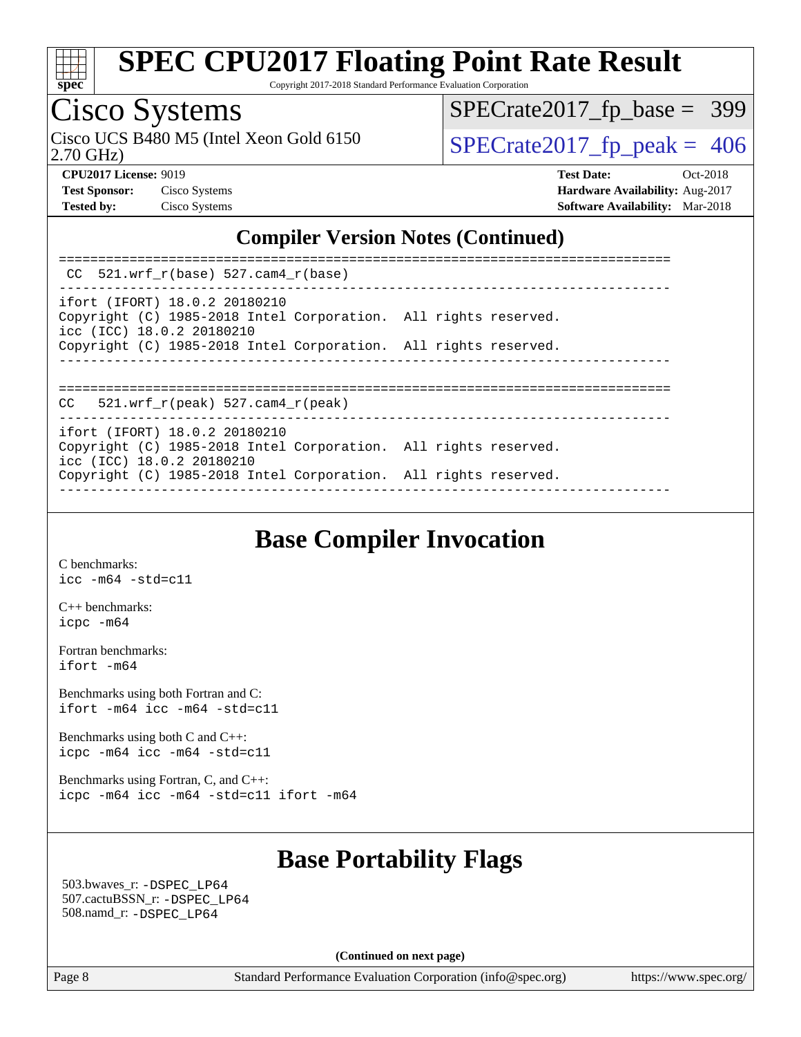# SPEC CPU2017 Floating Point Rate Result

Copyright 2017-2018 Standard Performance Evaluation Corporation

## Cisco Systems

Cisco UCS B480 M5 (Intel Xeon Gold 6150 2.70 GHz)

SPECrate2017_fp_base = 399

SPECrate2017_fp_peak = 406

**CPU2017 License:** 9019
**Test Sponsor:** Cisco Systems
**Tested by:** Cisco Systems

**Test Date:** Oct-2018
**Hardware Availability:** Aug-2017
**Software Availability:** Mar-2018

## Compiler Version Notes (Continued)

```
==============================================================================
 CC  521.wrf_r(base) 527.cam4_r(base)
------------------------------------------------------------------------------
ifort (IFORT) 18.0.2 20180210
Copyright (C) 1985-2018 Intel Corporation.  All rights reserved.
icc (ICC) 18.0.2 20180210
Copyright (C) 1985-2018 Intel Corporation.  All rights reserved.
------------------------------------------------------------------------------

==============================================================================
CC   521.wrf_r(peak) 527.cam4_r(peak)
------------------------------------------------------------------------------
ifort (IFORT) 18.0.2 20180210
Copyright (C) 1985-2018 Intel Corporation.  All rights reserved.
icc (ICC) 18.0.2 20180210
Copyright (C) 1985-2018 Intel Corporation.  All rights reserved.
------------------------------------------------------------------------------
```

## Base Compiler Invocation

C benchmarks:
`icc -m64 -std=c11`

C++ benchmarks:
`icpc -m64`

Fortran benchmarks:
`ifort -m64`

Benchmarks using both Fortran and C:
`ifort -m64 icc -m64 -std=c11`

Benchmarks using both C and C++:
`icpc -m64 icc -m64 -std=c11`

Benchmarks using Fortran, C, and C++:
`icpc -m64 icc -m64 -std=c11 ifort -m64`

## Base Portability Flags

503.bwaves_r: `-DSPEC_LP64`
507.cactuBSSN_r: `-DSPEC_LP64`
508.namd_r: `-DSPEC_LP64`

**(Continued on next page)**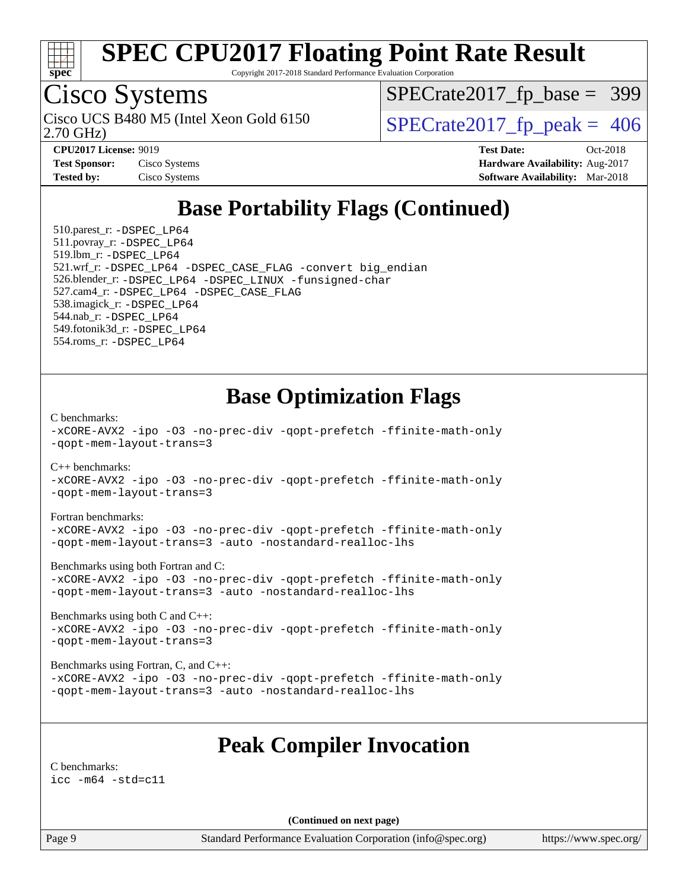## Base Portability Flags (Continued)

510.parest_r: -DSPEC_LP64
511.povray_r: -DSPEC_LP64
519.lbm_r: -DSPEC_LP64
521.wrf_r: -DSPEC_LP64 -DSPEC_CASE_FLAG -convert big_endian
526.blender_r: -DSPEC_LP64 -DSPEC_LINUX -funsigned-char
527.cam4_r: -DSPEC_LP64 -DSPEC_CASE_FLAG
538.imagick_r: -DSPEC_LP64
544.nab_r: -DSPEC_LP64
549.fotonik3d_r: -DSPEC_LP64
554.roms_r: -DSPEC_LP64

## Base Optimization Flags

C benchmarks:
-xCORE-AVX2 -ipo -O3 -no-prec-div -qopt-prefetch -ffinite-math-only
-qopt-mem-layout-trans=3

C++ benchmarks:
-xCORE-AVX2 -ipo -O3 -no-prec-div -qopt-prefetch -ffinite-math-only
-qopt-mem-layout-trans=3

Fortran benchmarks:
-xCORE-AVX2 -ipo -O3 -no-prec-div -qopt-prefetch -ffinite-math-only
-qopt-mem-layout-trans=3 -auto -nostandard-realloc-lhs

Benchmarks using both Fortran and C:
-xCORE-AVX2 -ipo -O3 -no-prec-div -qopt-prefetch -ffinite-math-only
-qopt-mem-layout-trans=3 -auto -nostandard-realloc-lhs

Benchmarks using both C and C++:
-xCORE-AVX2 -ipo -O3 -no-prec-div -qopt-prefetch -ffinite-math-only
-qopt-mem-layout-trans=3

Benchmarks using Fortran, C, and C++:
-xCORE-AVX2 -ipo -O3 -no-prec-div -qopt-prefetch -ffinite-math-only
-qopt-mem-layout-trans=3 -auto -nostandard-realloc-lhs

## Peak Compiler Invocation

C benchmarks:
icc -m64 -std=c11

(Continued on next page)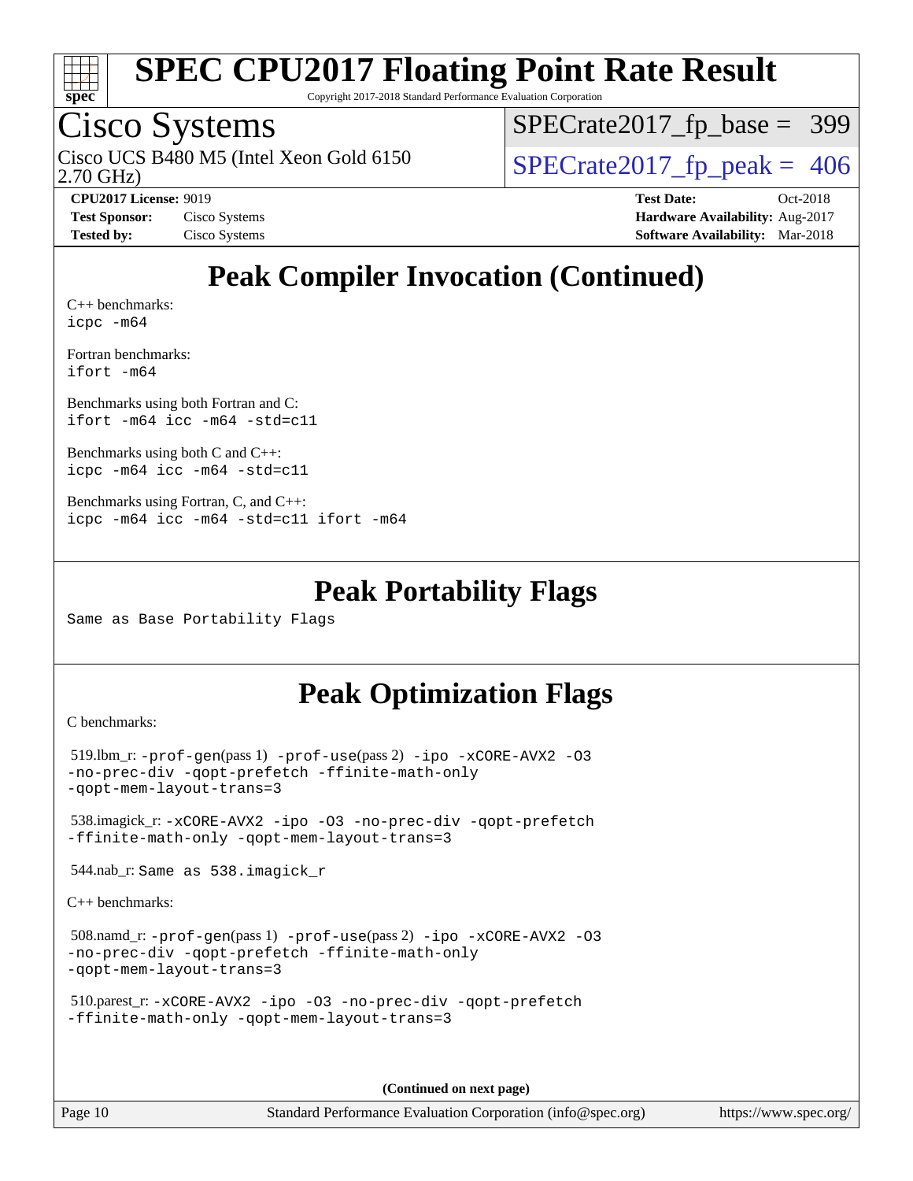# SPEC CPU2017 Floating Point Rate Result

Copyright 2017-2018 Standard Performance Evaluation Corporation

## Cisco Systems

Cisco UCS B480 M5 (Intel Xeon Gold 6150 2.70 GHz)

SPECrate2017_fp_base = 399

SPECrate2017_fp_peak = 406

**CPU2017 License:** 9019
**Test Sponsor:** Cisco Systems
**Tested by:** Cisco Systems

**Test Date:** Oct-2018
**Hardware Availability:** Aug-2017
**Software Availability:** Mar-2018

## Peak Compiler Invocation (Continued)

C++ benchmarks:
`icpc -m64`

Fortran benchmarks:
`ifort -m64`

Benchmarks using both Fortran and C:
`ifort -m64 icc -m64 -std=c11`

Benchmarks using both C and C++:
`icpc -m64 icc -m64 -std=c11`

Benchmarks using Fortran, C, and C++:
`icpc -m64 icc -m64 -std=c11 ifort -m64`

## Peak Portability Flags

Same as Base Portability Flags

## Peak Optimization Flags

C benchmarks:

519.lbm_r: `-prof-gen`(pass 1) `-prof-use`(pass 2) `-ipo -xCORE-AVX2 -O3 -no-prec-div -qopt-prefetch -ffinite-math-only -qopt-mem-layout-trans=3`

538.imagick_r: `-xCORE-AVX2 -ipo -O3 -no-prec-div -qopt-prefetch -ffinite-math-only -qopt-mem-layout-trans=3`

544.nab_r: Same as 538.imagick_r

C++ benchmarks:

508.namd_r: `-prof-gen`(pass 1) `-prof-use`(pass 2) `-ipo -xCORE-AVX2 -O3 -no-prec-div -qopt-prefetch -ffinite-math-only -qopt-mem-layout-trans=3`

510.parest_r: `-xCORE-AVX2 -ipo -O3 -no-prec-div -qopt-prefetch -ffinite-math-only -qopt-mem-layout-trans=3`

**(Continued on next page)**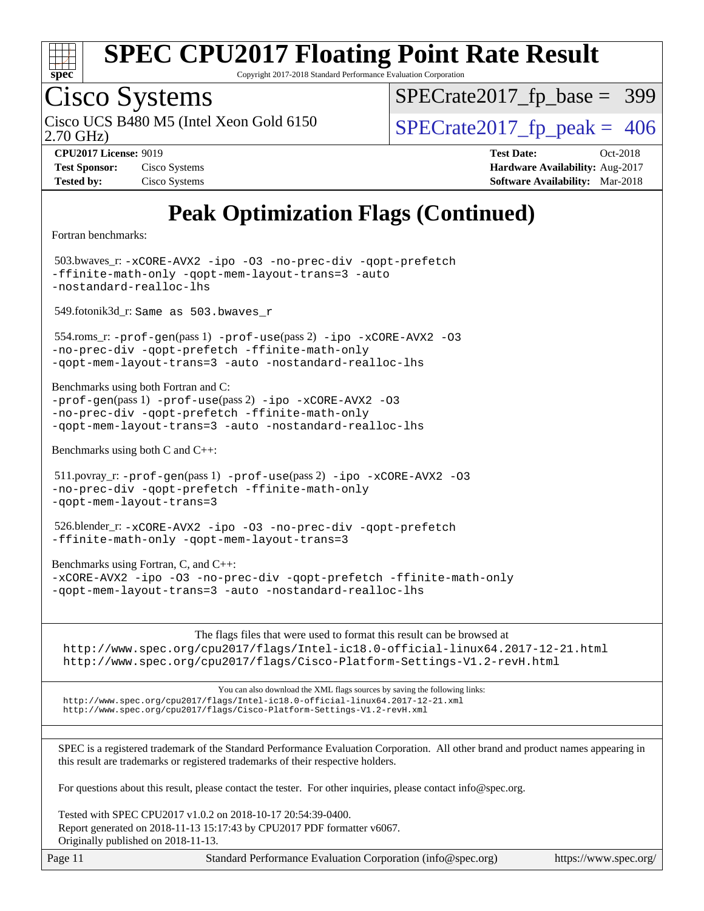# Peak Optimization Flags (Continued)

Fortran benchmarks:

503.bwaves_r: -xCORE-AVX2 -ipo -O3 -no-prec-div -qopt-prefetch -ffinite-math-only -qopt-mem-layout-trans=3 -auto -nostandard-realloc-lhs

549.fotonik3d_r: Same as 503.bwaves_r

554.roms_r: -prof-gen(pass 1) -prof-use(pass 2) -ipo -xCORE-AVX2 -O3 -no-prec-div -qopt-prefetch -ffinite-math-only -qopt-mem-layout-trans=3 -auto -nostandard-realloc-lhs

Benchmarks using both Fortran and C:
-prof-gen(pass 1) -prof-use(pass 2) -ipo -xCORE-AVX2 -O3 -no-prec-div -qopt-prefetch -ffinite-math-only -qopt-mem-layout-trans=3 -auto -nostandard-realloc-lhs

Benchmarks using both C and C++:

511.povray_r: -prof-gen(pass 1) -prof-use(pass 2) -ipo -xCORE-AVX2 -O3 -no-prec-div -qopt-prefetch -ffinite-math-only -qopt-mem-layout-trans=3

526.blender_r: -xCORE-AVX2 -ipo -O3 -no-prec-div -qopt-prefetch -ffinite-math-only -qopt-mem-layout-trans=3

Benchmarks using Fortran, C, and C++:
-xCORE-AVX2 -ipo -O3 -no-prec-div -qopt-prefetch -ffinite-math-only -qopt-mem-layout-trans=3 -auto -nostandard-realloc-lhs

The flags files that were used to format this result can be browsed at
http://www.spec.org/cpu2017/flags/Intel-ic18.0-official-linux64.2017-12-21.html
http://www.spec.org/cpu2017/flags/Cisco-Platform-Settings-V1.2-revH.html

You can also download the XML flags sources by saving the following links:
http://www.spec.org/cpu2017/flags/Intel-ic18.0-official-linux64.2017-12-21.xml
http://www.spec.org/cpu2017/flags/Cisco-Platform-Settings-V1.2-revH.xml

SPEC is a registered trademark of the Standard Performance Evaluation Corporation. All other brand and product names appearing in this result are trademarks or registered trademarks of their respective holders.

For questions about this result, please contact the tester. For other inquiries, please contact info@spec.org.

Tested with SPEC CPU2017 v1.0.2 on 2018-10-17 20:54:39-0400.
Report generated on 2018-11-13 15:17:43 by CPU2017 PDF formatter v6067.
Originally published on 2018-11-13.